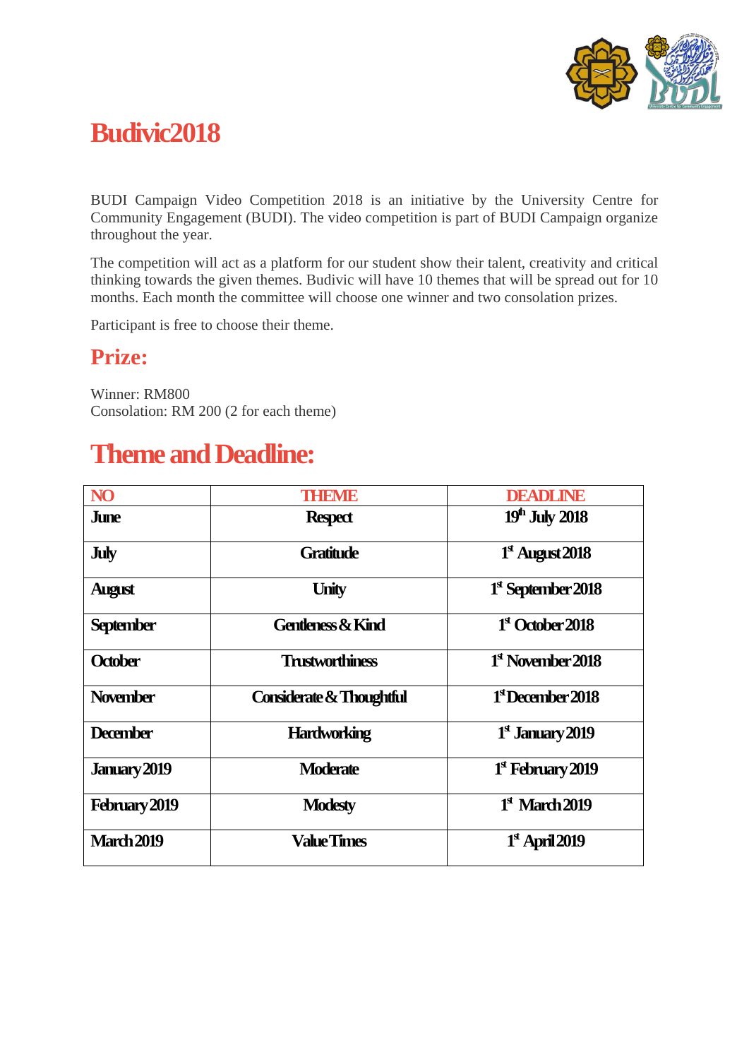# Budivic2018

BUDI Campaign Video Competition 2018 is an initiative by the University Centre for Community Engagement (BUDI). The video competition is part of BUDI Campaign organize throughout the year.

The competition will act as a platform for our student show their talent, creativity and critical thinking towards the given themes. Budivic will have 10 themes that will be spread out for 10 months. Each month the committee will choose one winner and two consolation prizes.

Participant is free to choose their theme.

## Prize:

Winner: RM800
Consolation: RM 200 (2 for each theme)

# Theme and Deadline:

| NO | THEME | DEADLINE |
|---|---|---|
| **June** | **Respect** | **19th July 2018** |
| **July** | **Gratitude** | **1st August 2018** |
| **August** | **Unity** | **1st September 2018** |
| **September** | **Gentleness & Kind** | **1st October 2018** |
| **October** | **Trustworthiness** | **1st November 2018** |
| **November** | **Considerate & Thoughtful** | **1st December 2018** |
| **December** | **Hardworking** | **1st January 2019** |
| **January 2019** | **Moderate** | **1st February 2019** |
| **February 2019** | **Modesty** | **1st March 2019** |
| **March 2019** | **Value Times** | **1st April 2019** |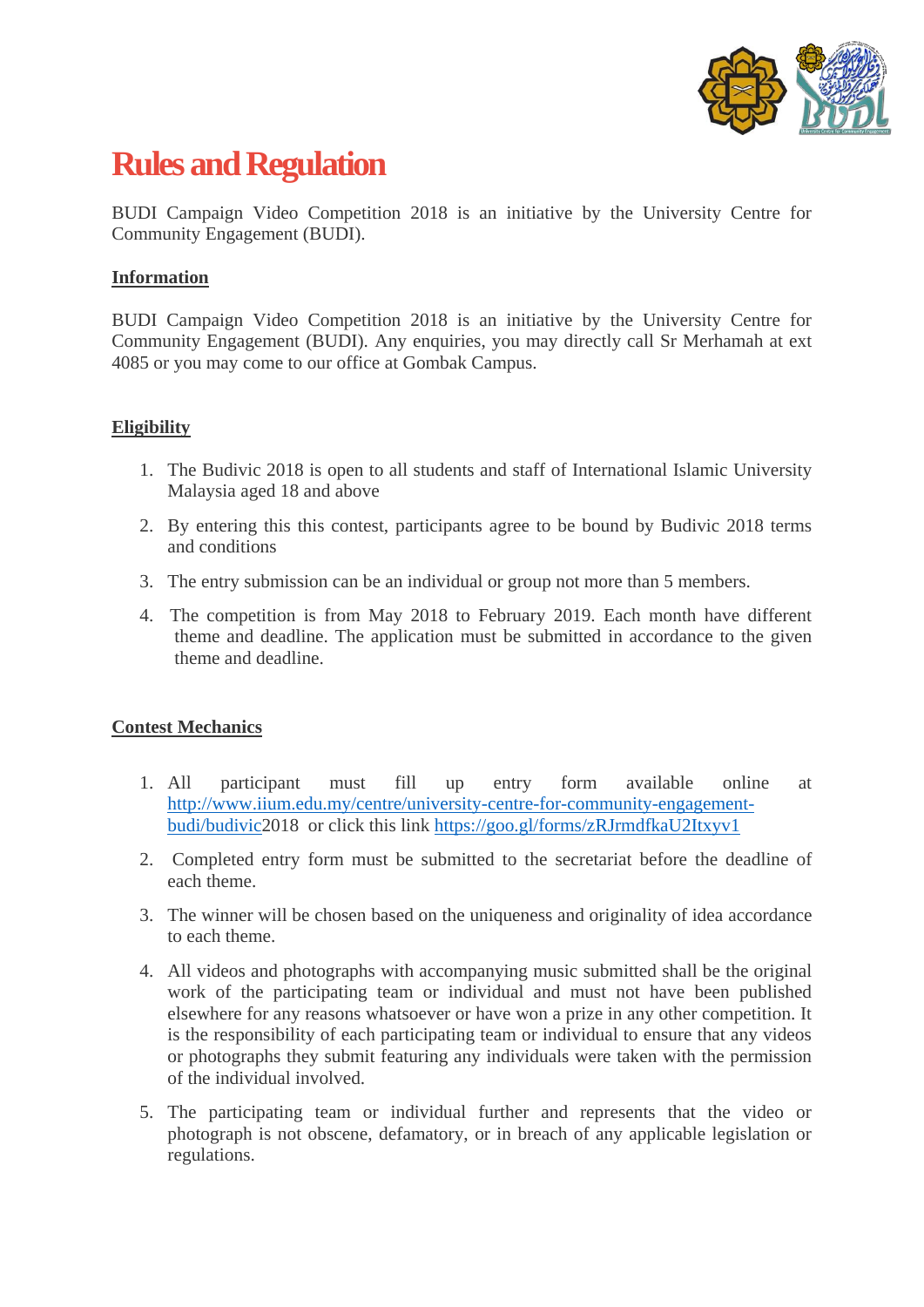# Rules and Regulation

BUDI Campaign Video Competition 2018 is an initiative by the University Centre for Community Engagement (BUDI).

**Information**

BUDI Campaign Video Competition 2018 is an initiative by the University Centre for Community Engagement (BUDI). Any enquiries, you may directly call Sr Merhamah at ext 4085 or you may come to our office at Gombak Campus.

**Eligibility**

1. The Budivic 2018 is open to all students and staff of International Islamic University Malaysia aged 18 and above
2. By entering this this contest, participants agree to be bound by Budivic 2018 terms and conditions
3. The entry submission can be an individual or group not more than 5 members.
4. The competition is from May 2018 to February 2019. Each month have different theme and deadline. The application must be submitted in accordance to the given theme and deadline.

**Contest Mechanics**

1. All participant must fill up entry form available online at [http://www.iium.edu.my/centre/university-centre-for-community-engagement-budi/budivic](http://www.iium.edu.my/centre/university-centre-for-community-engagement-budi/budivic)2018 or click this link [https://goo.gl/forms/zRJrmdfkaU2Itxyv1](https://goo.gl/forms/zRJrmdfkaU2Itxyv1)
2. Completed entry form must be submitted to the secretariat before the deadline of each theme.
3. The winner will be chosen based on the uniqueness and originality of idea accordance to each theme.
4. All videos and photographs with accompanying music submitted shall be the original work of the participating team or individual and must not have been published elsewhere for any reasons whatsoever or have won a prize in any other competition. It is the responsibility of each participating team or individual to ensure that any videos or photographs they submit featuring any individuals were taken with the permission of the individual involved.
5. The participating team or individual further and represents that the video or photograph is not obscene, defamatory, or in breach of any applicable legislation or regulations.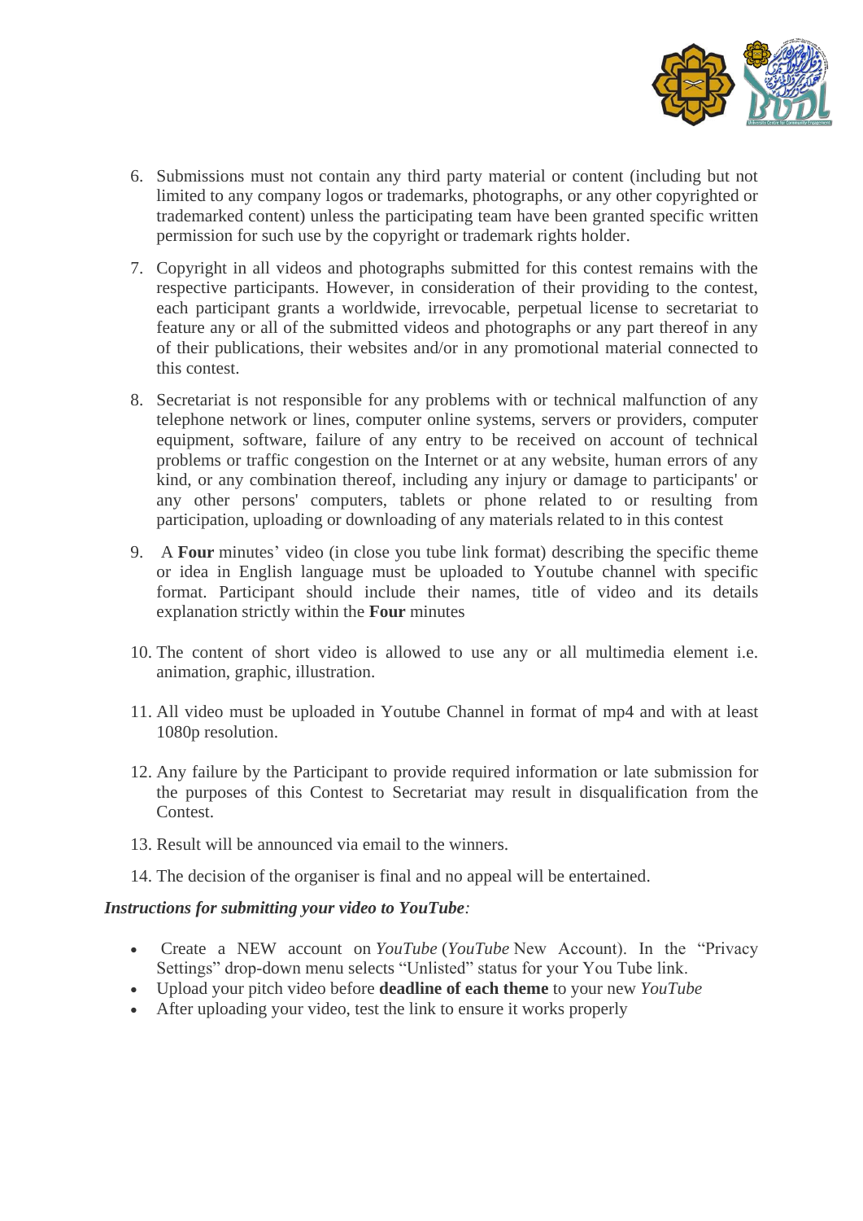6. Submissions must not contain any third party material or content (including but not limited to any company logos or trademarks, photographs, or any other copyrighted or trademarked content) unless the participating team have been granted specific written permission for such use by the copyright or trademark rights holder.

7. Copyright in all videos and photographs submitted for this contest remains with the respective participants. However, in consideration of their providing to the contest, each participant grants a worldwide, irrevocable, perpetual license to secretariat to feature any or all of the submitted videos and photographs or any part thereof in any of their publications, their websites and/or in any promotional material connected to this contest.

8. Secretariat is not responsible for any problems with or technical malfunction of any telephone network or lines, computer online systems, servers or providers, computer equipment, software, failure of any entry to be received on account of technical problems or traffic congestion on the Internet or at any website, human errors of any kind, or any combination thereof, including any injury or damage to participants' or any other persons' computers, tablets or phone related to or resulting from participation, uploading or downloading of any materials related to in this contest

9. A **Four** minutes' video (in close you tube link format) describing the specific theme or idea in English language must be uploaded to Youtube channel with specific format. Participant should include their names, title of video and its details explanation strictly within the **Four** minutes

10. The content of short video is allowed to use any or all multimedia element i.e. animation, graphic, illustration.

11. All video must be uploaded in Youtube Channel in format of mp4 and with at least 1080p resolution.

12. Any failure by the Participant to provide required information or late submission for the purposes of this Contest to Secretariat may result in disqualification from the Contest.

13. Result will be announced via email to the winners.

14. The decision of the organiser is final and no appeal will be entertained.

***Instructions for submitting your video to YouTube:***

- Create a NEW account on *YouTube* (*YouTube* New Account). In the "Privacy Settings" drop-down menu selects "Unlisted" status for your You Tube link.
- Upload your pitch video before **deadline of each theme** to your new *YouTube*
- After uploading your video, test the link to ensure it works properly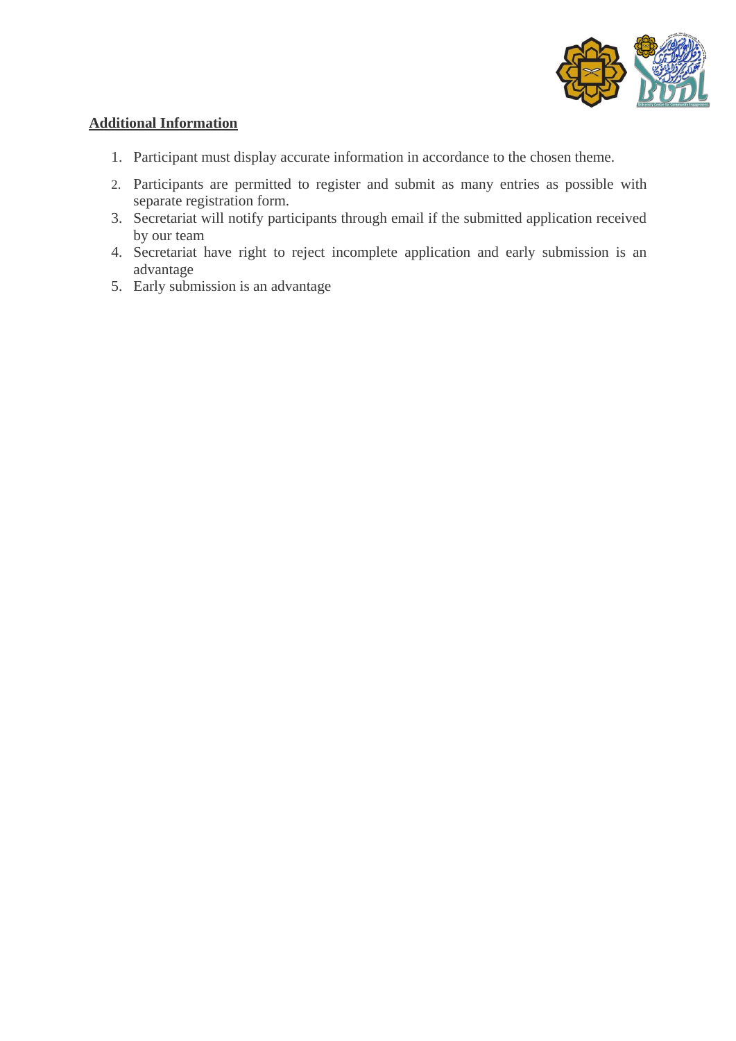**Additional Information**

1. Participant must display accurate information in accordance to the chosen theme.
2. Participants are permitted to register and submit as many entries as possible with separate registration form.
3. Secretariat will notify participants through email if the submitted application received by our team
4. Secretariat have right to reject incomplete application and early submission is an advantage
5. Early submission is an advantage